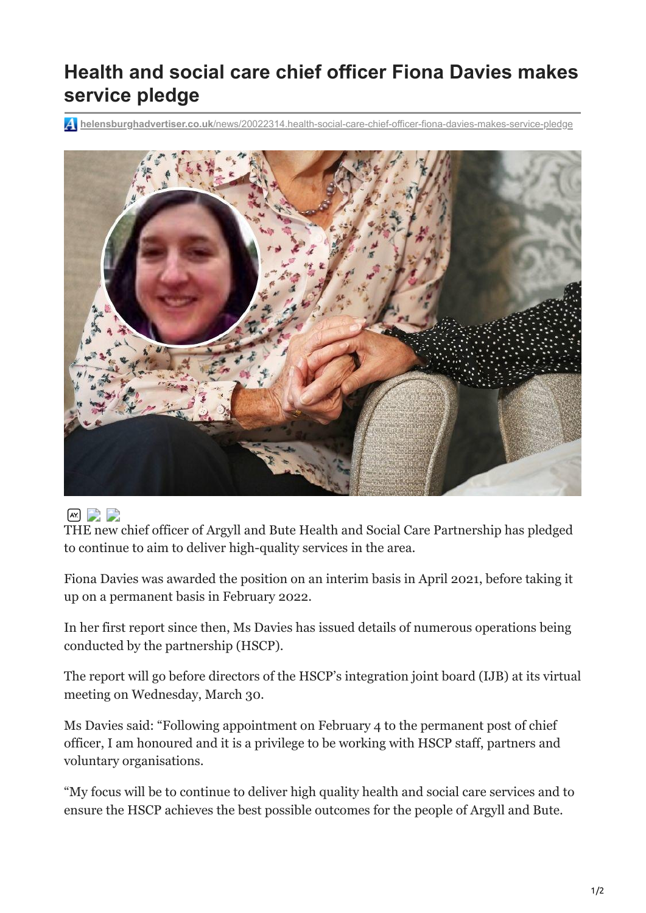# Health and social care chief officer Fiona Davies makes service pledge

helensburghadvertiser.co.uk/news/20022314.health-social-care-chief-officer-fiona-davies-makes-service-pledge

THE new chief officer of Argyll and Bute Health and Social Care Partnership has pledged to continue to aim to deliver high-quality services in the area.

Fiona Davies was awarded the position on an interim basis in April 2021, before taking it up on a permanent basis in February 2022.

In her first report since then, Ms Davies has issued details of numerous operations being conducted by the partnership (HSCP).

The report will go before directors of the HSCP's integration joint board (IJB) at its virtual meeting on Wednesday, March 30.

Ms Davies said: "Following appointment on February 4 to the permanent post of chief officer, I am honoured and it is a privilege to be working with HSCP staff, partners and voluntary organisations.

"My focus will be to continue to deliver high quality health and social care services and to ensure the HSCP achieves the best possible outcomes for the people of Argyll and Bute.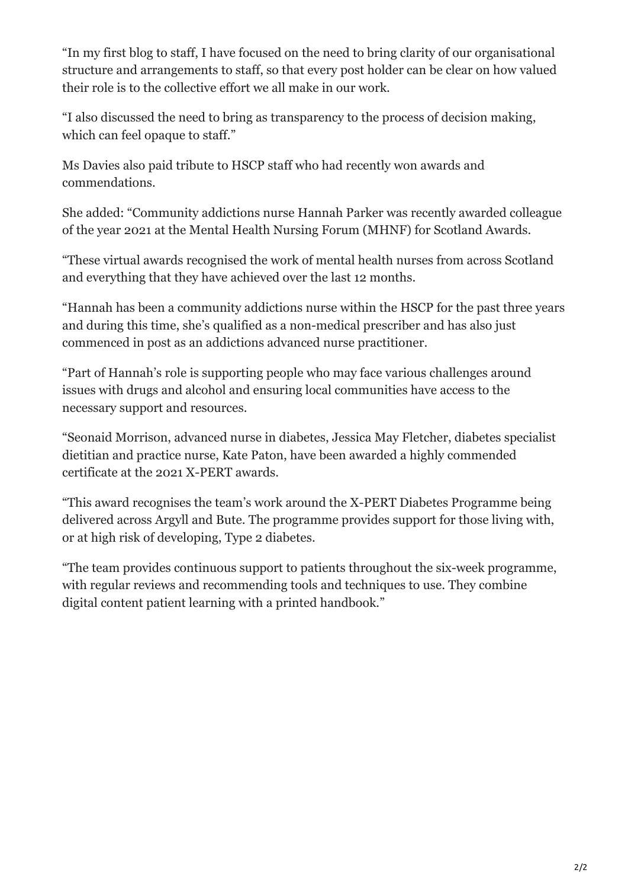"In my first blog to staff, I have focused on the need to bring clarity of our organisational structure and arrangements to staff, so that every post holder can be clear on how valued their role is to the collective effort we all make in our work.

"I also discussed the need to bring as transparency to the process of decision making, which can feel opaque to staff."

Ms Davies also paid tribute to HSCP staff who had recently won awards and commendations.

She added: "Community addictions nurse Hannah Parker was recently awarded colleague of the year 2021 at the Mental Health Nursing Forum (MHNF) for Scotland Awards.

"These virtual awards recognised the work of mental health nurses from across Scotland and everything that they have achieved over the last 12 months.

"Hannah has been a community addictions nurse within the HSCP for the past three years and during this time, she's qualified as a non-medical prescriber and has also just commenced in post as an addictions advanced nurse practitioner.

"Part of Hannah's role is supporting people who may face various challenges around issues with drugs and alcohol and ensuring local communities have access to the necessary support and resources.

"Seonaid Morrison, advanced nurse in diabetes, Jessica May Fletcher, diabetes specialist dietitian and practice nurse, Kate Paton, have been awarded a highly commended certificate at the 2021 X-PERT awards.

"This award recognises the team's work around the X-PERT Diabetes Programme being delivered across Argyll and Bute. The programme provides support for those living with, or at high risk of developing, Type 2 diabetes.

"The team provides continuous support to patients throughout the six-week programme, with regular reviews and recommending tools and techniques to use. They combine digital content patient learning with a printed handbook."